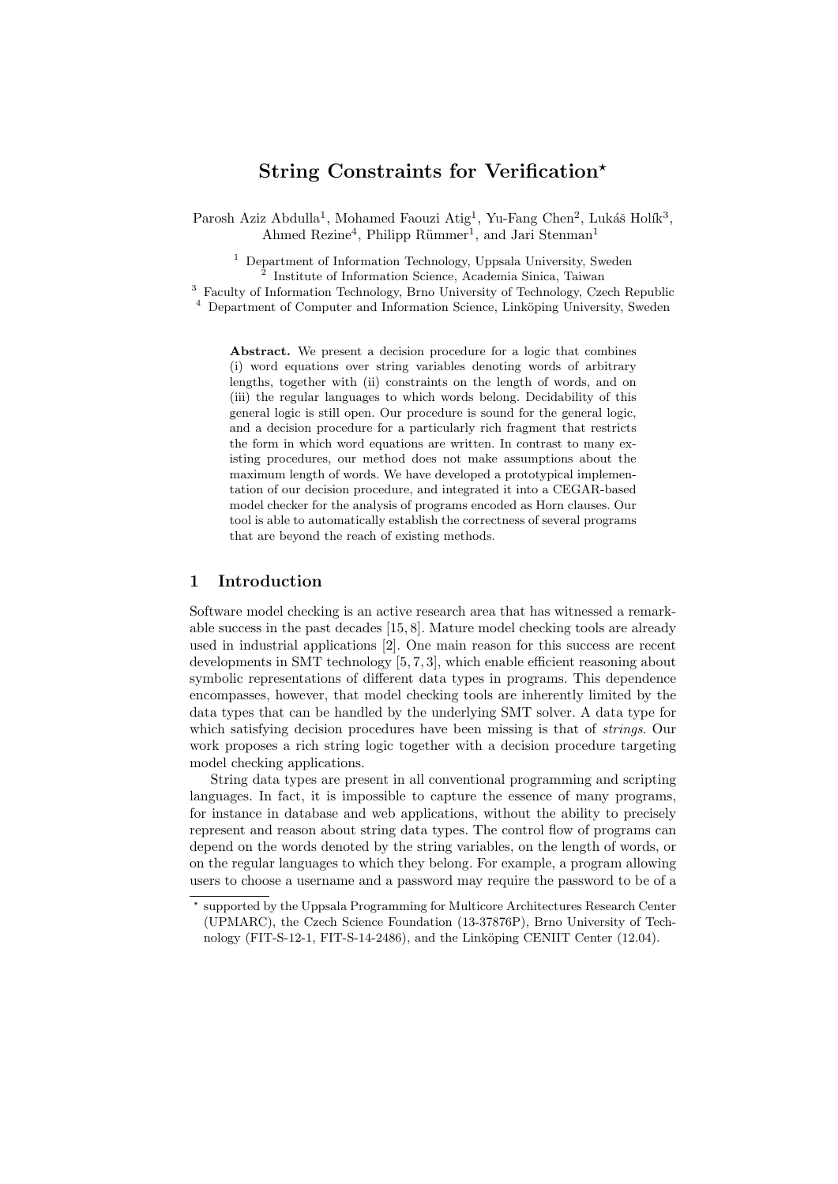# String Constraints for Verification*

Parosh Aziz Abdulla[1], Mohamed Faouzi Atig[1], Yu-Fang Chen[2], Lukáš Holík[3], Ahmed Rezine[4], Philipp Rümmer[1], and Jari Stenman[1]

[1] Department of Information Technology, Uppsala University, Sweden
[2] Institute of Information Science, Academia Sinica, Taiwan
[3] Faculty of Information Technology, Brno University of Technology, Czech Republic
[4] Department of Computer and Information Science, Linköping University, Sweden

**Abstract.** We present a decision procedure for a logic that combines (i) word equations over string variables denoting words of arbitrary lengths, together with (ii) constraints on the length of words, and on (iii) the regular languages to which words belong. Decidability of this general logic is still open. Our procedure is sound for the general logic, and a decision procedure for a particularly rich fragment that restricts the form in which word equations are written. In contrast to many existing procedures, our method does not make assumptions about the maximum length of words. We have developed a prototypical implementation of our decision procedure, and integrated it into a CEGAR-based model checker for the analysis of programs encoded as Horn clauses. Our tool is able to automatically establish the correctness of several programs that are beyond the reach of existing methods.

## 1 Introduction

Software model checking is an active research area that has witnessed a remarkable success in the past decades [15, 8]. Mature model checking tools are already used in industrial applications [2]. One main reason for this success are recent developments in SMT technology [5, 7, 3], which enable efficient reasoning about symbolic representations of different data types in programs. This dependence encompasses, however, that model checking tools are inherently limited by the data types that can be handled by the underlying SMT solver. A data type for which satisfying decision procedures have been missing is that of *strings*. Our work proposes a rich string logic together with a decision procedure targeting model checking applications.

String data types are present in all conventional programming and scripting languages. In fact, it is impossible to capture the essence of many programs, for instance in database and web applications, without the ability to precisely represent and reason about string data types. The control flow of programs can depend on the words denoted by the string variables, on the length of words, or on the regular languages to which they belong. For example, a program allowing users to choose a username and a password may require the password to be of a

* supported by the Uppsala Programming for Multicore Architectures Research Center (UPMARC), the Czech Science Foundation (13-37876P), Brno University of Technology (FIT-S-12-1, FIT-S-14-2486), and the Linköping CENIIT Center (12.04).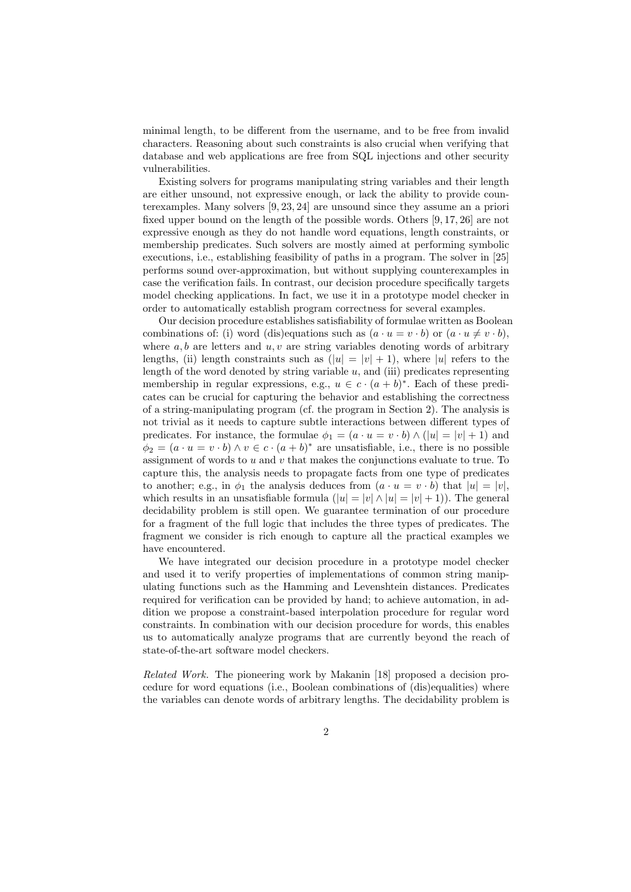minimal length, to be different from the username, and to be free from invalid characters. Reasoning about such constraints is also crucial when verifying that database and web applications are free from SQL injections and other security vulnerabilities.

Existing solvers for programs manipulating string variables and their length are either unsound, not expressive enough, or lack the ability to provide counterexamples. Many solvers [9, 23, 24] are unsound since they assume an a priori fixed upper bound on the length of the possible words. Others [9, 17, 26] are not expressive enough as they do not handle word equations, length constraints, or membership predicates. Such solvers are mostly aimed at performing symbolic executions, i.e., establishing feasibility of paths in a program. The solver in [25] performs sound over-approximation, but without supplying counterexamples in case the verification fails. In contrast, our decision procedure specifically targets model checking applications. In fact, we use it in a prototype model checker in order to automatically establish program correctness for several examples.

Our decision procedure establishes satisfiability of formulae written as Boolean combinations of: (i) word (dis)equations such as $(a \cdot u = v \cdot b)$ or $(a \cdot u \neq v \cdot b)$, where $a, b$ are letters and $u, v$ are string variables denoting words of arbitrary lengths, (ii) length constraints such as $(|u| = |v| + 1)$, where $|u|$ refers to the length of the word denoted by string variable $u$, and (iii) predicates representing membership in regular expressions, e.g., $u \in c \cdot (a + b)^*$. Each of these predicates can be crucial for capturing the behavior and establishing the correctness of a string-manipulating program (cf. the program in Section 2). The analysis is not trivial as it needs to capture subtle interactions between different types of predicates. For instance, the formulae $\phi_1 = (a \cdot u = v \cdot b) \wedge (|u| = |v| + 1)$ and $\phi_2 = (a \cdot u = v \cdot b) \wedge v \in c \cdot (a + b)^*$ are unsatisfiable, i.e., there is no possible assignment of words to $u$ and $v$ that makes the conjunctions evaluate to true. To capture this, the analysis needs to propagate facts from one type of predicates to another; e.g., in $\phi_1$ the analysis deduces from $(a \cdot u = v \cdot b)$ that $|u| = |v|$, which results in an unsatisfiable formula $(|u| = |v| \wedge |u| = |v| + 1)$. The general decidability problem is still open. We guarantee termination of our procedure for a fragment of the full logic that includes the three types of predicates. The fragment we consider is rich enough to capture all the practical examples we have encountered.

We have integrated our decision procedure in a prototype model checker and used it to verify properties of implementations of common string manipulating functions such as the Hamming and Levenshtein distances. Predicates required for verification can be provided by hand; to achieve automation, in addition we propose a constraint-based interpolation procedure for regular word constraints. In combination with our decision procedure for words, this enables us to automatically analyze programs that are currently beyond the reach of state-of-the-art software model checkers.

*Related Work.* The pioneering work by Makanin [18] proposed a decision procedure for word equations (i.e., Boolean combinations of (dis)equalities) where the variables can denote words of arbitrary lengths. The decidability problem is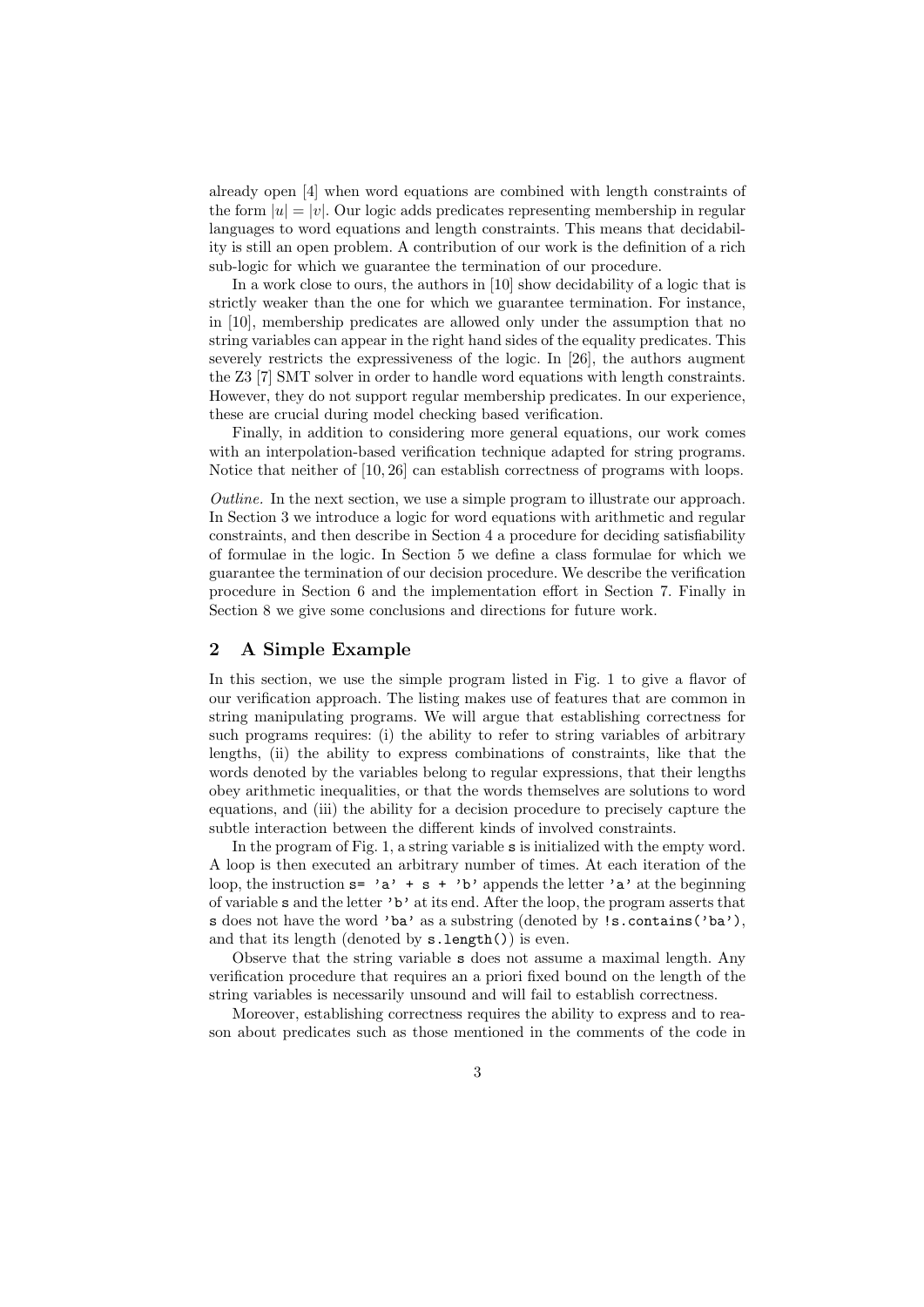already open [4] when word equations are combined with length constraints of the form $|u| = |v|$. Our logic adds predicates representing membership in regular languages to word equations and length constraints. This means that decidability is still an open problem. A contribution of our work is the definition of a rich sub-logic for which we guarantee the termination of our procedure.

In a work close to ours, the authors in [10] show decidability of a logic that is strictly weaker than the one for which we guarantee termination. For instance, in [10], membership predicates are allowed only under the assumption that no string variables can appear in the right hand sides of the equality predicates. This severely restricts the expressiveness of the logic. In [26], the authors augment the Z3 [7] SMT solver in order to handle word equations with length constraints. However, they do not support regular membership predicates. In our experience, these are crucial during model checking based verification.

Finally, in addition to considering more general equations, our work comes with an interpolation-based verification technique adapted for string programs. Notice that neither of [10, 26] can establish correctness of programs with loops.

*Outline.* In the next section, we use a simple program to illustrate our approach. In Section 3 we introduce a logic for word equations with arithmetic and regular constraints, and then describe in Section 4 a procedure for deciding satisfiability of formulae in the logic. In Section 5 we define a class formulae for which we guarantee the termination of our decision procedure. We describe the verification procedure in Section 6 and the implementation effort in Section 7. Finally in Section 8 we give some conclusions and directions for future work.

## 2 A Simple Example

In this section, we use the simple program listed in Fig. 1 to give a flavor of our verification approach. The listing makes use of features that are common in string manipulating programs. We will argue that establishing correctness for such programs requires: (i) the ability to refer to string variables of arbitrary lengths, (ii) the ability to express combinations of constraints, like that the words denoted by the variables belong to regular expressions, that their lengths obey arithmetic inequalities, or that the words themselves are solutions to word equations, and (iii) the ability for a decision procedure to precisely capture the subtle interaction between the different kinds of involved constraints.

In the program of Fig. 1, a string variable `s` is initialized with the empty word. A loop is then executed an arbitrary number of times. At each iteration of the loop, the instruction `s= 'a' + s + 'b'` appends the letter `'a'` at the beginning of variable `s` and the letter `'b'` at its end. After the loop, the program asserts that `s` does not have the word `'ba'` as a substring (denoted by `!s.contains('ba')`, and that its length (denoted by `s.length()`) is even.

Observe that the string variable `s` does not assume a maximal length. Any verification procedure that requires an a priori fixed bound on the length of the string variables is necessarily unsound and will fail to establish correctness.

Moreover, establishing correctness requires the ability to express and to reason about predicates such as those mentioned in the comments of the code in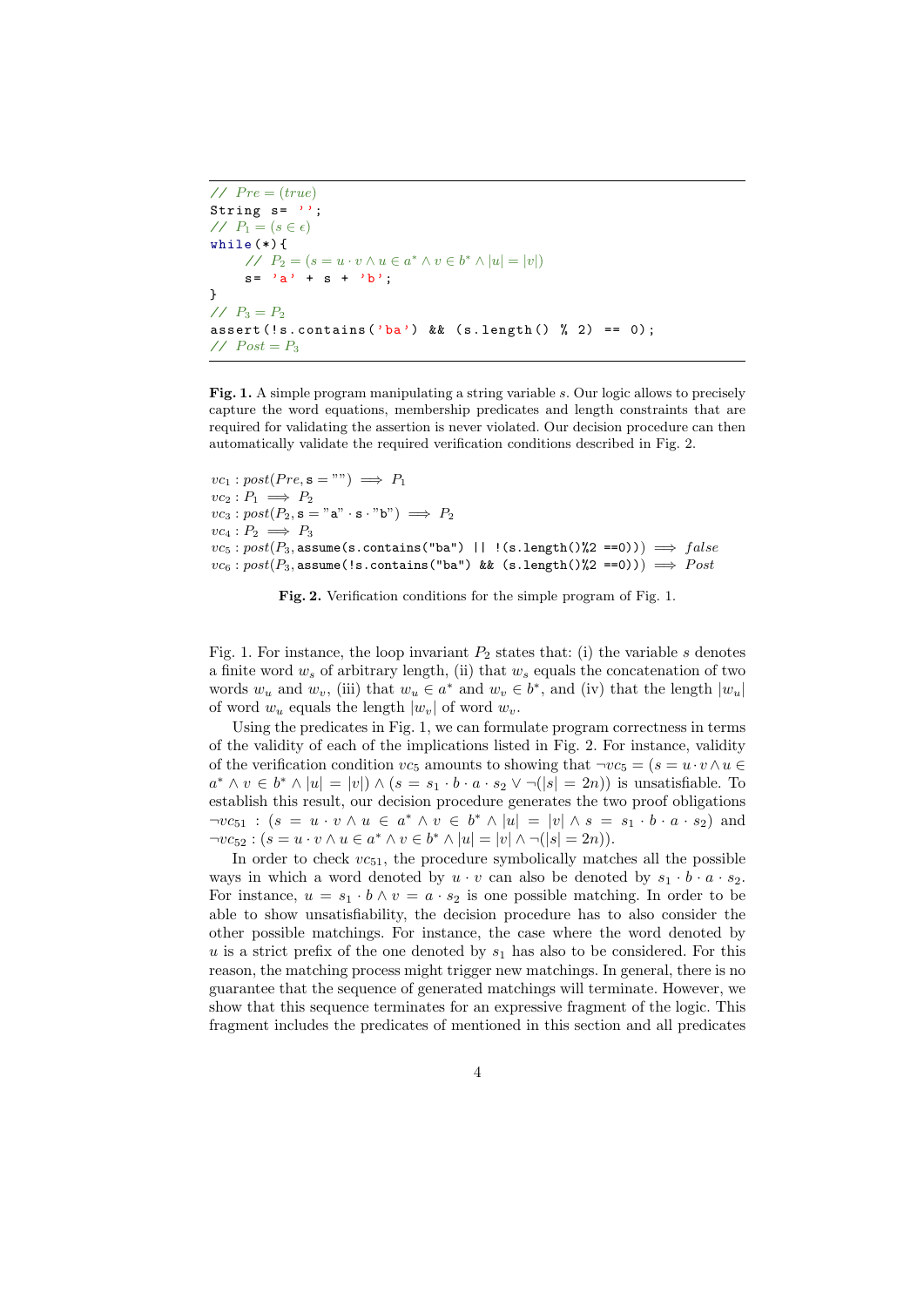```
// Pre = (true)
String s= '';
// P1 = (s ∈ ϵ)
while(*){
    // P2 = (s = u · v ∧ u ∈ a* ∧ v ∈ b* ∧ |u| = |v|)
    s= 'a' + s + 'b';
}
// P3 = P2
assert(!s.contains('ba') && (s.length() % 2) == 0);
// Post = P3
```

**Fig. 1.** A simple program manipulating a string variable $s$. Our logic allows to precisely capture the word equations, membership predicates and length constraints that are required for validating the assertion is never violated. Our decision procedure can then automatically validate the required verification conditions described in Fig. 2.

$vc_1 : post(Pre, \texttt{s} = \texttt{""}) \implies P_1$
$vc_2 : P_1 \implies P_2$
$vc_3 : post(P_2, \texttt{s} = \texttt{"a"} \cdot \texttt{s} \cdot \texttt{"b"}) \implies P_2$
$vc_4 : P_2 \implies P_3$
$vc_5 : post(P_3, \texttt{assume(s.contains("ba") || !(s.length()\%2 ==0))}) \implies false$
$vc_6 : post(P_3, \texttt{assume(!s.contains("ba") \&\& (s.length()\%2 ==0))}) \implies Post$

**Fig. 2.** Verification conditions for the simple program of Fig. 1.

Fig. 1. For instance, the loop invariant $P_2$ states that: (i) the variable $s$ denotes a finite word $w_s$ of arbitrary length, (ii) that $w_s$ equals the concatenation of two words $w_u$ and $w_v$, (iii) that $w_u \in a^*$ and $w_v \in b^*$, and (iv) that the length $|w_u|$ of word $w_u$ equals the length $|w_v|$ of word $w_v$.

Using the predicates in Fig. 1, we can formulate program correctness in terms of the validity of each of the implications listed in Fig. 2. For instance, validity of the verification condition $vc_5$ amounts to showing that $\neg vc_5 = (s = u \cdot v \wedge u \in a^* \wedge v \in b^* \wedge |u| = |v|) \wedge (s = s_1 \cdot b \cdot a \cdot s_2 \vee \neg(|s| = 2n))$ is unsatisfiable. To establish this result, our decision procedure generates the two proof obligations $\neg vc_{51} : (s = u \cdot v \wedge u \in a^* \wedge v \in b^* \wedge |u| = |v| \wedge s = s_1 \cdot b \cdot a \cdot s_2)$ and $\neg vc_{52} : (s = u \cdot v \wedge u \in a^* \wedge v \in b^* \wedge |u| = |v| \wedge \neg(|s| = 2n))$.

In order to check $vc_{51}$, the procedure symbolically matches all the possible ways in which a word denoted by $u \cdot v$ can also be denoted by $s_1 \cdot b \cdot a \cdot s_2$. For instance, $u = s_1 \cdot b \wedge v = a \cdot s_2$ is one possible matching. In order to be able to show unsatisfiability, the decision procedure has to also consider the other possible matchings. For instance, the case where the word denoted by $u$ is a strict prefix of the one denoted by $s_1$ has also to be considered. For this reason, the matching process might trigger new matchings. In general, there is no guarantee that the sequence of generated matchings will terminate. However, we show that this sequence terminates for an expressive fragment of the logic. This fragment includes the predicates of mentioned in this section and all predicates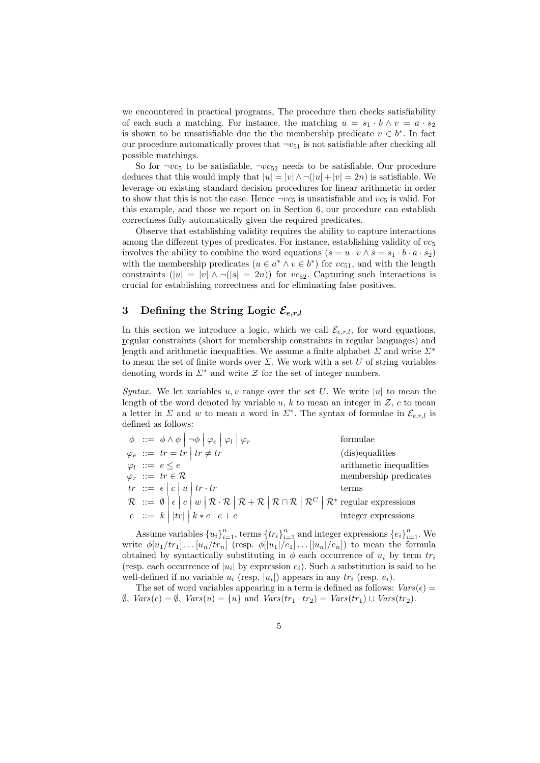we encountered in practical programs, The procedure then checks satisfiability of each such a matching. For instance, the matching $u = s_1 \cdot b \wedge v = a \cdot s_2$ is shown to be unsatisfiable due the the membership predicate $v \in b^*$. In fact our procedure automatically proves that $\neg v_{51}$ is not satisfiable after checking all possible matchings.

So for $\neg vc_5$ to be satisfiable, $\neg vc_{52}$ needs to be satisfiable. Our procedure deduces that this would imply that $|u| = |v| \wedge \neg(|u| + |v| = 2n)$ is satisfiable. We leverage on existing standard decision procedures for linear arithmetic in order to show that this is not the case. Hence $\neg vc_5$ is unsatisfiable and $vc_5$ is valid. For this example, and those we report on in Section 6, our procedure can establish correctness fully automatically given the required predicates.

Observe that establishing validity requires the ability to capture interactions among the different types of predicates. For instance, establishing validity of $vc_5$ involves the ability to combine the word equations ($s = u \cdot v \wedge s = s_1 \cdot b \cdot a \cdot s_2$) with the membership predicates ($u \in a^* \wedge v \in b^*$) for $vc_{51}$, and with the length constraints ($|u| = |v| \wedge \neg(|s| = 2n)$) for $vc_{52}$. Capturing such interactions is crucial for establishing correctness and for eliminating false positives.

## 3 Defining the String Logic $\mathcal{E}_{e,r,l}$

In this section we introduce a logic, which we call $\mathcal{E}_{e,r,l}$, for word equations, regular constraints (short for membership constraints in regular languages) and length and arithmetic inequalities. We assume a finite alphabet $\Sigma$ and write $\Sigma^*$ to mean the set of finite words over $\Sigma$. We work with a set $U$ of string variables denoting words in $\Sigma^*$ and write $\mathcal{Z}$ for the set of integer numbers.

*Syntax.* We let variables $u, v$ range over the set $U$. We write $|u|$ to mean the length of the word denoted by variable $u$, $k$ to mean an integer in $\mathcal{Z}$, $c$ to mean a letter in $\Sigma$ and $w$ to mean a word in $\Sigma^*$. The syntax of formulae in $\mathcal{E}_{e,r,l}$ is defined as follows:

| | | |
|---|---|---|
| $\phi$ | $::= \phi \wedge \phi \mid \neg\phi \mid \varphi_e \mid \varphi_l \mid \varphi_r$ | formulae |
| $\varphi_e$ | $::= tr = tr \mid tr \neq tr$ | (dis)equalities |
| $\varphi_l$ | $::= e \leq e$ | arithmetic inequalities |
| $\varphi_r$ | $::= tr \in \mathcal{R}$ | membership predicates |
| $tr$ | $::= \epsilon \mid c \mid u \mid tr \cdot tr$ | terms |
| $\mathcal{R}$ | $::= \emptyset \mid \epsilon \mid c \mid w \mid \mathcal{R} \cdot \mathcal{R} \mid \mathcal{R} + \mathcal{R} \mid \mathcal{R} \cap \mathcal{R} \mid \mathcal{R}^C \mid \mathcal{R}^*$ | regular expressions |
| $e$ | $::= k \mid \lvert tr \rvert \mid k * e \mid e + e$ | integer expressions |

Assume variables $\{u_i\}_{i=1}^n$, terms $\{tr_i\}_{i=1}^n$ and integer expressions $\{e_i\}_{i=1}^n$. We write $\phi[u_1/tr_1] \ldots [u_n/tr_n]$ (resp. $\phi[|u_1|/e_1] \ldots [|u_n|/e_n]$) to mean the formula obtained by syntactically substituting in $\phi$ each occurrence of $u_i$ by term $tr_i$ (resp. each occurrence of $|u_i|$ by expression $e_i$). Such a substitution is said to be well-defined if no variable $u_i$ (resp. $|u_i|$) appears in any $tr_i$ (resp. $e_i$).

The set of word variables appearing in a term is defined as follows: $\mathit{Vars}(\epsilon) = \emptyset$, $\mathit{Vars}(c) = \emptyset$, $\mathit{Vars}(u) = \{u\}$ and $\mathit{Vars}(tr_1 \cdot tr_2) = \mathit{Vars}(tr_1) \cup \mathit{Vars}(tr_2)$.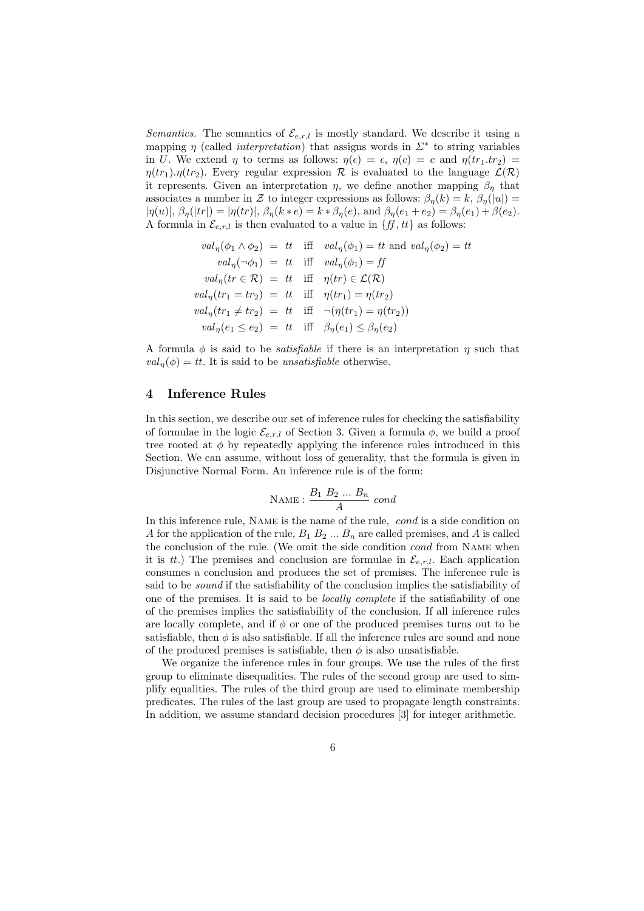*Semantics.* The semantics of $\mathcal{E}_{e,r,l}$ is mostly standard. We describe it using a mapping $\eta$ (called *interpretation*) that assigns words in $\Sigma^*$ to string variables in $U$. We extend $\eta$ to terms as follows: $\eta(\epsilon) = \epsilon$, $\eta(c) = c$ and $\eta(tr_1.tr_2) = \eta(tr_1).\eta(tr_2)$. Every regular expression $\mathcal{R}$ is evaluated to the language $\mathcal{L}(\mathcal{R})$ it represents. Given an interpretation $\eta$, we define another mapping $\beta_\eta$ that associates a number in $\mathcal{Z}$ to integer expressions as follows: $\beta_\eta(k) = k$, $\beta_\eta(|u|) = |\eta(u)|$, $\beta_\eta(|tr|) = |\eta(tr)|$, $\beta_\eta(k * e) = k * \beta_\eta(e)$, and $\beta_\eta(e_1 + e_2) = \beta_\eta(e_1) + \beta(e_2)$. A formula in $\mathcal{E}_{e,r,l}$ is then evaluated to a value in $\{ff, tt\}$ as follows:

$$
\begin{array}{rcll}
val_\eta(\phi_1 \wedge \phi_2) & = & tt & \text{iff} \quad val_\eta(\phi_1) = tt \text{ and } val_\eta(\phi_2) = tt \\
val_\eta(\neg\phi_1) & = & tt & \text{iff} \quad val_\eta(\phi_1) = ff \\
val_\eta(tr \in \mathcal{R}) & = & tt & \text{iff} \quad \eta(tr) \in \mathcal{L}(\mathcal{R}) \\
val_\eta(tr_1 = tr_2) & = & tt & \text{iff} \quad \eta(tr_1) = \eta(tr_2) \\
val_\eta(tr_1 \neq tr_2) & = & tt & \text{iff} \quad \neg(\eta(tr_1) = \eta(tr_2)) \\
val_\eta(e_1 \leq e_2) & = & tt & \text{iff} \quad \beta_\eta(e_1) \leq \beta_\eta(e_2)
\end{array}
$$

A formula $\phi$ is said to be *satisfiable* if there is an interpretation $\eta$ such that $val_\eta(\phi) = tt$. It is said to be *unsatisfiable* otherwise.

## 4 Inference Rules

In this section, we describe our set of inference rules for checking the satisfiability of formulae in the logic $\mathcal{E}_{e,r,l}$ of Section 3. Given a formula $\phi$, we build a proof tree rooted at $\phi$ by repeatedly applying the inference rules introduced in this Section. We can assume, without loss of generality, that the formula is given in Disjunctive Normal Form. An inference rule is of the form:

$$\textsc{Name} : \frac{B_1 \; B_2 \; ... \; B_n}{A} \; cond$$

In this inference rule, Name is the name of the rule, *cond* is a side condition on $A$ for the application of the rule, $B_1 \; B_2 \; ... \; B_n$ are called premises, and $A$ is called the conclusion of the rule. (We omit the side condition *cond* from Name when it is $tt$.) The premises and conclusion are formulae in $\mathcal{E}_{e,r,l}$. Each application consumes a conclusion and produces the set of premises. The inference rule is said to be *sound* if the satisfiability of the conclusion implies the satisfiability of one of the premises. It is said to be *locally complete* if the satisfiability of one of the premises implies the satisfiability of the conclusion. If all inference rules are locally complete, and if $\phi$ or one of the produced premises turns out to be satisfiable, then $\phi$ is also satisfiable. If all the inference rules are sound and none of the produced premises is satisfiable, then $\phi$ is also unsatisfiable.

We organize the inference rules in four groups. We use the rules of the first group to eliminate disequalities. The rules of the second group are used to simplify equalities. The rules of the third group are used to eliminate membership predicates. The rules of the last group are used to propagate length constraints. In addition, we assume standard decision procedures [3] for integer arithmetic.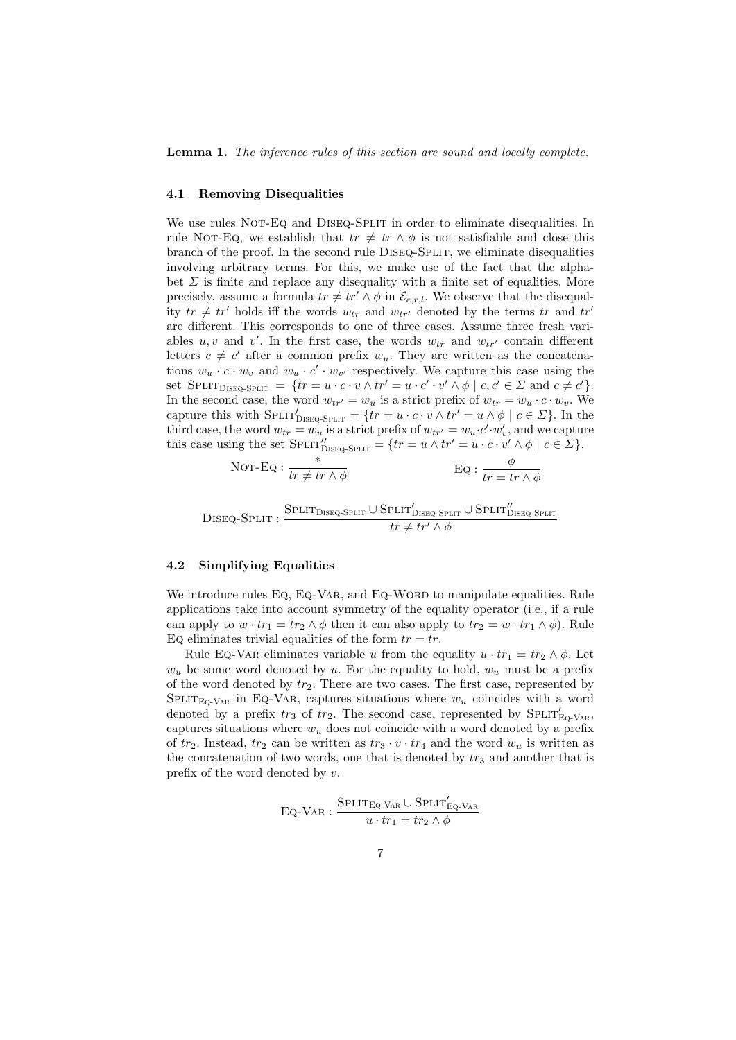**Lemma 1.** *The inference rules of this section are sound and locally complete.*

### 4.1 Removing Disequalities

We use rules Not-Eq and Diseq-Split in order to eliminate disequalities. In rule Not-Eq, we establish that $tr \neq tr \wedge \phi$ is not satisfiable and close this branch of the proof. In the second rule Diseq-Split, we eliminate disequalities involving arbitrary terms. For this, we make use of the fact that the alphabet $\Sigma$ is finite and replace any disequality with a finite set of equalities. More precisely, assume a formula $tr \neq tr' \wedge \phi$ in $\mathcal{E}_{e,r,l}$. We observe that the disequality $tr \neq tr'$ holds iff the words $w_{tr}$ and $w_{tr'}$ denoted by the terms $tr$ and $tr'$ are different. This corresponds to one of three cases. Assume three fresh variables $u, v$ and $v'$. In the first case, the words $w_{tr}$ and $w_{tr'}$ contain different letters $c \neq c'$ after a common prefix $w_u$. They are written as the concatenations $w_u \cdot c \cdot w_v$ and $w_u \cdot c' \cdot w_{v'}$ respectively. We capture this case using the set $\text{Split}_{\text{Diseq-Split}} = \{tr = u \cdot c \cdot v \wedge tr' = u \cdot c' \cdot v' \wedge \phi \mid c, c' \in \Sigma \text{ and } c \neq c'\}$. In the second case, the word $w_{tr'} = w_u$ is a strict prefix of $w_{tr} = w_u \cdot c \cdot w_v$. We capture this with $\text{Split}'_{\text{Diseq-Split}} = \{tr = u \cdot c \cdot v \wedge tr' = u \wedge \phi \mid c \in \Sigma\}$. In the third case, the word $w_{tr} = w_u$ is a strict prefix of $w_{tr'} = w_u \cdot c' \cdot w'_v$, and we capture this case using the set $\text{Split}''_{\text{Diseq-Split}} = \{tr = u \wedge tr' = u \cdot c \cdot v' \wedge \phi \mid c \in \Sigma\}$.

$$\text{Not-Eq} : \frac{*}{tr \neq tr \wedge \phi} \qquad\qquad \text{Eq} : \frac{\phi}{tr = tr \wedge \phi}$$

$$\text{Diseq-Split} : \frac{\text{Split}_{\text{Diseq-Split}} \cup \text{Split}'_{\text{Diseq-Split}} \cup \text{Split}''_{\text{Diseq-Split}}}{tr \neq tr' \wedge \phi}$$

### 4.2 Simplifying Equalities

We introduce rules Eq, Eq-Var, and Eq-Word to manipulate equalities. Rule applications take into account symmetry of the equality operator (i.e., if a rule can apply to $w \cdot tr_1 = tr_2 \wedge \phi$ then it can also apply to $tr_2 = w \cdot tr_1 \wedge \phi$). Rule Eq eliminates trivial equalities of the form $tr = tr$.

Rule Eq-Var eliminates variable $u$ from the equality $u \cdot tr_1 = tr_2 \wedge \phi$. Let $w_u$ be some word denoted by $u$. For the equality to hold, $w_u$ must be a prefix of the word denoted by $tr_2$. There are two cases. The first case, represented by $\text{Split}_{\text{Eq-Var}}$ in Eq-Var, captures situations where $w_u$ coincides with a word denoted by a prefix $tr_3$ of $tr_2$. The second case, represented by $\text{Split}'_{\text{Eq-Var}}$, captures situations where $w_u$ does not coincide with a word denoted by a prefix of $tr_2$. Instead, $tr_2$ can be written as $tr_3 \cdot v \cdot tr_4$ and the word $w_u$ is written as the concatenation of two words, one that is denoted by $tr_3$ and another that is prefix of the word denoted by $v$.

$$\text{Eq-Var} : \frac{\text{Split}_{\text{Eq-Var}} \cup \text{Split}'_{\text{Eq-Var}}}{u \cdot tr_1 = tr_2 \wedge \phi}$$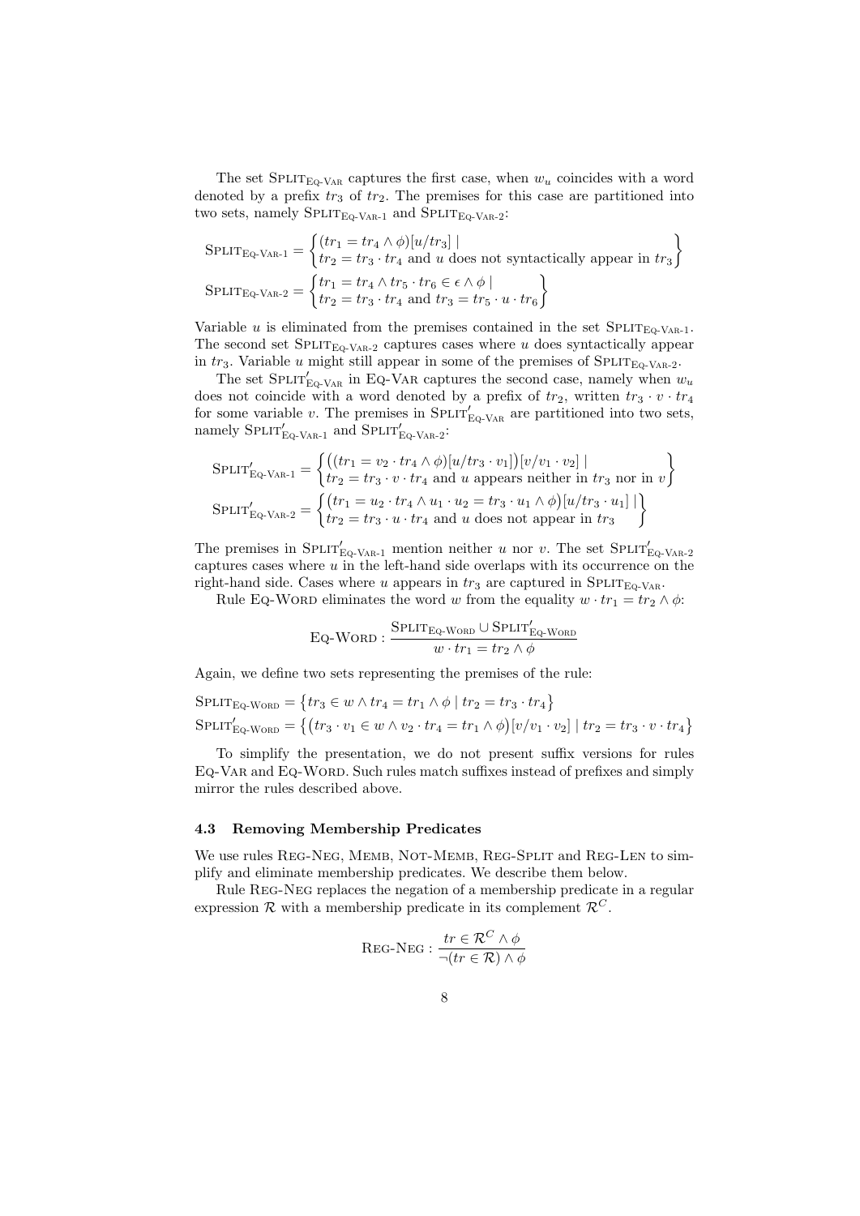The set $\textsc{Split}_{\textsc{Eq-Var}}$ captures the first case, when $w_u$ coincides with a word denoted by a prefix $tr_3$ of $tr_2$. The premises for this case are partitioned into two sets, namely $\textsc{Split}_{\textsc{Eq-Var-1}}$ and $\textsc{Split}_{\textsc{Eq-Var-2}}$:

$$\textsc{Split}_{\textsc{Eq-Var-1}} = \left\{ \begin{array}{l} (tr_1 = tr_4 \wedge \phi)[u/tr_3] \mid \\ tr_2 = tr_3 \cdot tr_4 \text{ and } u \text{ does not syntactically appear in } tr_3 \end{array} \right\}$$

$$\textsc{Split}_{\textsc{Eq-Var-2}} = \left\{ \begin{array}{l} tr_1 = tr_4 \wedge tr_5 \cdot tr_6 \in \epsilon \wedge \phi \mid \\ tr_2 = tr_3 \cdot tr_4 \text{ and } tr_3 = tr_5 \cdot u \cdot tr_6 \end{array} \right\}$$

Variable $u$ is eliminated from the premises contained in the set $\textsc{Split}_{\textsc{Eq-Var-1}}$. The second set $\textsc{Split}_{\textsc{Eq-Var-2}}$ captures cases where $u$ does syntactically appear in $tr_3$. Variable $u$ might still appear in some of the premises of $\textsc{Split}_{\textsc{Eq-Var-2}}$.

The set $\textsc{Split}'_{\textsc{Eq-Var}}$ in $\textsc{Eq-Var}$ captures the second case, namely when $w_u$ does not coincide with a word denoted by a prefix of $tr_2$, written $tr_3 \cdot v \cdot tr_4$ for some variable $v$. The premises in $\textsc{Split}'_{\textsc{Eq-Var}}$ are partitioned into two sets, namely $\textsc{Split}'_{\textsc{Eq-Var-1}}$ and $\textsc{Split}'_{\textsc{Eq-Var-2}}$:

$$\textsc{Split}'_{\textsc{Eq-Var-1}} = \left\{ \begin{array}{l} \big((tr_1 = v_2 \cdot tr_4 \wedge \phi)[u/tr_3 \cdot v_1]\big)[v/v_1 \cdot v_2] \mid \\ tr_2 = tr_3 \cdot v \cdot tr_4 \text{ and } u \text{ appears neither in } tr_3 \text{ nor in } v \end{array} \right\}$$

$$\textsc{Split}'_{\textsc{Eq-Var-2}} = \left\{ \begin{array}{l} \big(tr_1 = u_2 \cdot tr_4 \wedge u_1 \cdot u_2 = tr_3 \cdot u_1 \wedge \phi\big)[u/tr_3 \cdot u_1] \mid \\ tr_2 = tr_3 \cdot u \cdot tr_4 \text{ and } u \text{ does not appear in } tr_3 \end{array} \right\}$$

The premises in $\textsc{Split}'_{\textsc{Eq-Var-1}}$ mention neither $u$ nor $v$. The set $\textsc{Split}'_{\textsc{Eq-Var-2}}$ captures cases where $u$ in the left-hand side overlaps with its occurrence on the right-hand side. Cases where $u$ appears in $tr_3$ are captured in $\textsc{Split}_{\textsc{Eq-Var}}$.

Rule $\textsc{Eq-Word}$ eliminates the word $w$ from the equality $w \cdot tr_1 = tr_2 \wedge \phi$:

$$\textsc{Eq-Word} : \frac{\textsc{Split}_{\textsc{Eq-Word}} \cup \textsc{Split}'_{\textsc{Eq-Word}}}{w \cdot tr_1 = tr_2 \wedge \phi}$$

Again, we define two sets representing the premises of the rule:

$$\textsc{Split}_{\textsc{Eq-Word}} = \big\{ tr_3 \in w \wedge tr_4 = tr_1 \wedge \phi \mid tr_2 = tr_3 \cdot tr_4 \big\}$$

$$\textsc{Split}'_{\textsc{Eq-Word}} = \big\{ \big(tr_3 \cdot v_1 \in w \wedge v_2 \cdot tr_4 = tr_1 \wedge \phi\big)[v/v_1 \cdot v_2] \mid tr_2 = tr_3 \cdot v \cdot tr_4 \big\}$$

To simplify the presentation, we do not present suffix versions for rules $\textsc{Eq-Var}$ and $\textsc{Eq-Word}$. Such rules match suffixes instead of prefixes and simply mirror the rules described above.

### 4.3 Removing Membership Predicates

We use rules $\textsc{Reg-Neg}$, $\textsc{Memb}$, $\textsc{Not-Memb}$, $\textsc{Reg-Split}$ and $\textsc{Reg-Len}$ to simplify and eliminate membership predicates. We describe them below.

Rule $\textsc{Reg-Neg}$ replaces the negation of a membership predicate in a regular expression $\mathcal{R}$ with a membership predicate in its complement $\mathcal{R}^C$.

$$\textsc{Reg-Neg} : \frac{tr \in \mathcal{R}^C \wedge \phi}{\neg(tr \in \mathcal{R}) \wedge \phi}$$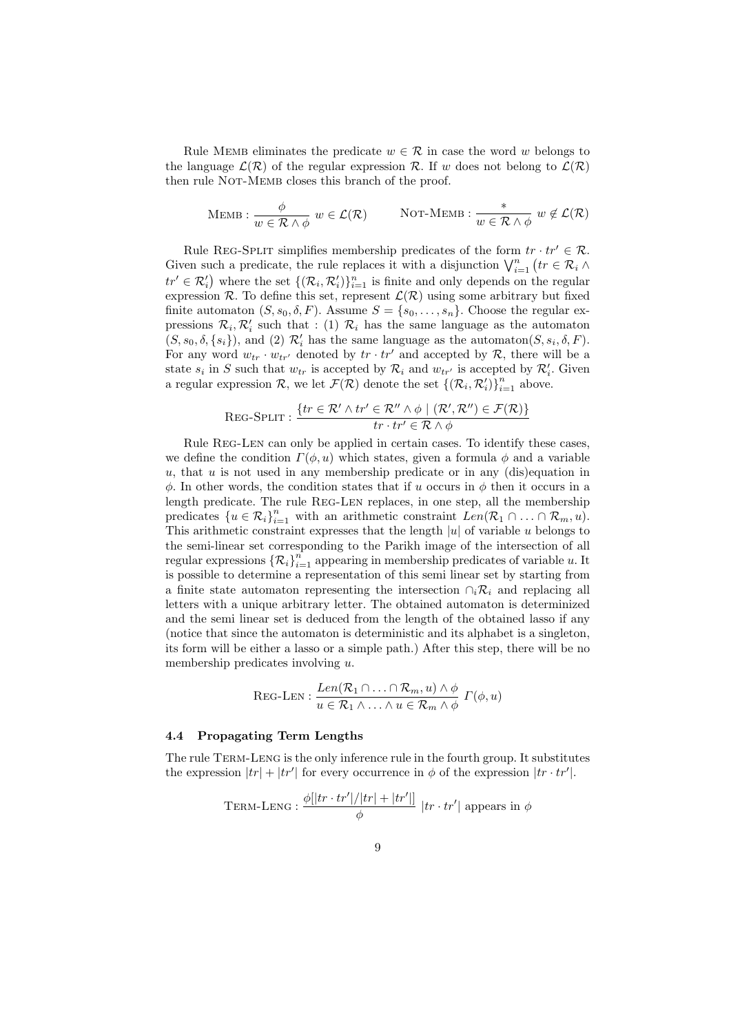Rule Memb eliminates the predicate $w \in \mathcal{R}$ in case the word $w$ belongs to the language $\mathcal{L}(\mathcal{R})$ of the regular expression $\mathcal{R}$. If $w$ does not belong to $\mathcal{L}(\mathcal{R})$ then rule Not-Memb closes this branch of the proof.

$$\text{Memb}: \frac{\phi}{w \in \mathcal{R} \wedge \phi}\ w \in \mathcal{L}(\mathcal{R}) \qquad \text{Not-Memb}: \frac{*}{w \in \mathcal{R} \wedge \phi}\ w \notin \mathcal{L}(\mathcal{R})$$

Rule Reg-Split simplifies membership predicates of the form $tr \cdot tr' \in \mathcal{R}$. Given such a predicate, the rule replaces it with a disjunction $\bigvee_{i=1}^{n}\left(tr \in \mathcal{R}_i \wedge tr' \in \mathcal{R}'_i\right)$ where the set $\{(\mathcal{R}_i, \mathcal{R}'_i)\}_{i=1}^{n}$ is finite and only depends on the regular expression $\mathcal{R}$. To define this set, represent $\mathcal{L}(\mathcal{R})$ using some arbitrary but fixed finite automaton $(S, s_0, \delta, F)$. Assume $S = \{s_0, \ldots, s_n\}$. Choose the regular expressions $\mathcal{R}_i, \mathcal{R}'_i$ such that : (1) $\mathcal{R}_i$ has the same language as the automaton $(S, s_0, \delta, \{s_i\})$, and (2) $\mathcal{R}'_i$ has the same language as the automaton$(S, s_i, \delta, F)$. For any word $w_{tr} \cdot w_{tr'}$ denoted by $tr \cdot tr'$ and accepted by $\mathcal{R}$, there will be a state $s_i$ in $S$ such that $w_{tr}$ is accepted by $\mathcal{R}_i$ and $w_{tr'}$ is accepted by $\mathcal{R}'_i$. Given a regular expression $\mathcal{R}$, we let $\mathcal{F}(\mathcal{R})$ denote the set $\{(\mathcal{R}_i, \mathcal{R}'_i)\}_{i=1}^{n}$ above.

$$\text{Reg-Split}: \frac{\{tr \in \mathcal{R}' \wedge tr' \in \mathcal{R}'' \wedge \phi \mid (\mathcal{R}', \mathcal{R}'') \in \mathcal{F}(\mathcal{R})\}}{tr \cdot tr' \in \mathcal{R} \wedge \phi}$$

Rule Reg-Len can only be applied in certain cases. To identify these cases, we define the condition $\Gamma(\phi, u)$ which states, given a formula $\phi$ and a variable $u$, that $u$ is not used in any membership predicate or in any (dis)equation in $\phi$. In other words, the condition states that if $u$ occurs in $\phi$ then it occurs in a length predicate. The rule Reg-Len replaces, in one step, all the membership predicates $\{u \in \mathcal{R}_i\}_{i=1}^{n}$ with an arithmetic constraint $Len(\mathcal{R}_1 \cap \ldots \cap \mathcal{R}_m, u)$. This arithmetic constraint expresses that the length $|u|$ of variable $u$ belongs to the semi-linear set corresponding to the Parikh image of the intersection of all regular expressions $\{\mathcal{R}_i\}_{i=1}^{n}$ appearing in membership predicates of variable $u$. It is possible to determine a representation of this semi linear set by starting from a finite state automaton representing the intersection $\cap_i \mathcal{R}_i$ and replacing all letters with a unique arbitrary letter. The obtained automaton is determinized and the semi linear set is deduced from the length of the obtained lasso if any (notice that since the automaton is deterministic and its alphabet is a singleton, its form will be either a lasso or a simple path.) After this step, there will be no membership predicates involving $u$.

$$\text{Reg-Len}: \frac{Len(\mathcal{R}_1 \cap \ldots \cap \mathcal{R}_m, u) \wedge \phi}{u \in \mathcal{R}_1 \wedge \ldots \wedge u \in \mathcal{R}_m \wedge \phi}\ \Gamma(\phi, u)$$

### 4.4 Propagating Term Lengths

The rule Term-Leng is the only inference rule in the fourth group. It substitutes the expression $|tr| + |tr'|$ for every occurrence in $\phi$ of the expression $|tr \cdot tr'|$.

$$\text{Term-Leng}: \frac{\phi[|tr \cdot tr'|/|tr| + |tr'|]}{\phi}\ |tr \cdot tr'| \text{ appears in } \phi$$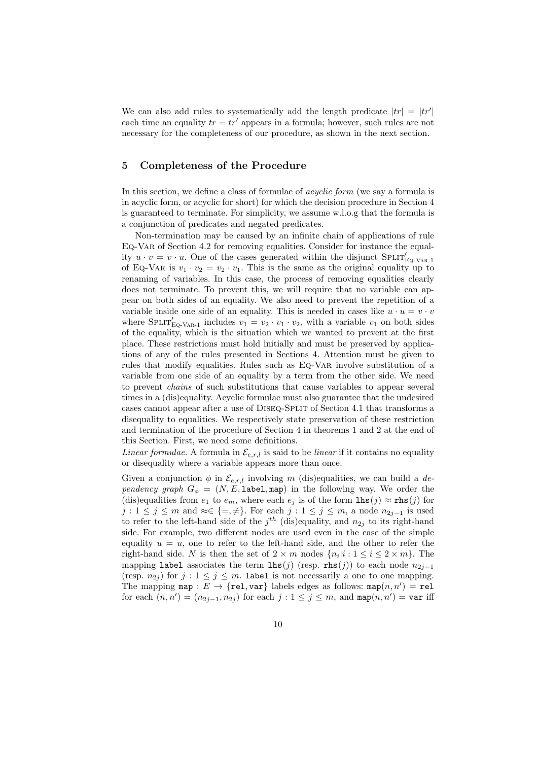We can also add rules to systematically add the length predicate $|tr| = |tr'|$ each time an equality $tr = tr'$ appears in a formula; however, such rules are not necessary for the completeness of our procedure, as shown in the next section.

## 5 Completeness of the Procedure

In this section, we define a class of formulae of *acyclic form* (we say a formula is in acyclic form, or acyclic for short) for which the decision procedure in Section 4 is guaranteed to terminate. For simplicity, we assume w.l.o.g that the formula is a conjunction of predicates and negated predicates.

Non-termination may be caused by an infinite chain of applications of rule Eq-Var of Section 4.2 for removing equalities. Consider for instance the equality $u \cdot v = v \cdot u$. One of the cases generated within the disjunct $\text{Split}'_{\text{Eq-Var-1}}$ of Eq-Var is $v_1 \cdot v_2 = v_2 \cdot v_1$. This is the same as the original equality up to renaming of variables. In this case, the process of removing equalities clearly does not terminate. To prevent this, we will require that no variable can appear on both sides of an equality. We also need to prevent the repetition of a variable inside one side of an equality. This is needed in cases like $u \cdot u = v \cdot v$ where $\text{Split}'_{\text{Eq-Var-1}}$ includes $v_1 = v_2 \cdot v_1 \cdot v_2$, with a variable $v_1$ on both sides of the equality, which is the situation which we wanted to prevent at the first place. These restrictions must hold initially and must be preserved by applications of any of the rules presented in Sections 4. Attention must be given to rules that modify equalities. Rules such as Eq-Var involve substitution of a variable from one side of an equality by a term from the other side. We need to prevent *chains* of such substitutions that cause variables to appear several times in a (dis)equality. Acyclic formulae must also guarantee that the undesired cases cannot appear after a use of Diseq-Split of Section 4.1 that transforms a disequality to equalities. We respectively state preservation of these restriction and termination of the procedure of Section 4 in theorems 1 and 2 at the end of this Section. First, we need some definitions.

*Linear formulae.* A formula in $\mathcal{E}_{e,r,l}$ is said to be *linear* if it contains no equality or disequality where a variable appears more than once.

Given a conjunction $\phi$ in $\mathcal{E}_{e,r,l}$ involving $m$ (dis)equalities, we can build a *dependency graph* $G_\phi = (N, E, \texttt{label}, \texttt{map})$ in the following way. We order the (dis)equalities from $e_1$ to $e_m$, where each $e_j$ is of the form $\texttt{lhs}(j) \approx \texttt{rhs}(j)$ for $j : 1 \leq j \leq m$ and $\approx \in \{=, \neq\}$. For each $j : 1 \leq j \leq m$, a node $n_{2j-1}$ is used to refer to the left-hand side of the $j^{th}$ (dis)equality, and $n_{2j}$ to its right-hand side. For example, two different nodes are used even in the case of the simple equality $u = u$, one to refer to the left-hand side, and the other to refer the right-hand side. $N$ is then the set of $2 \times m$ nodes $\{n_i | i : 1 \leq i \leq 2 \times m\}$. The mapping $\texttt{label}$ associates the term $\texttt{lhs}(j)$ (resp. $\texttt{rhs}(j)$) to each node $n_{2j-1}$ (resp. $n_{2j}$) for $j : 1 \leq j \leq m$. $\texttt{label}$ is not necessarily a one to one mapping. The mapping $\texttt{map} : E \to \{\texttt{rel}, \texttt{var}\}$ labels edges as follows: $\texttt{map}(n, n') = \texttt{rel}$ for each $(n, n') = (n_{2j-1}, n_{2j})$ for each $j : 1 \leq j \leq m$, and $\texttt{map}(n, n') = \texttt{var}$ iff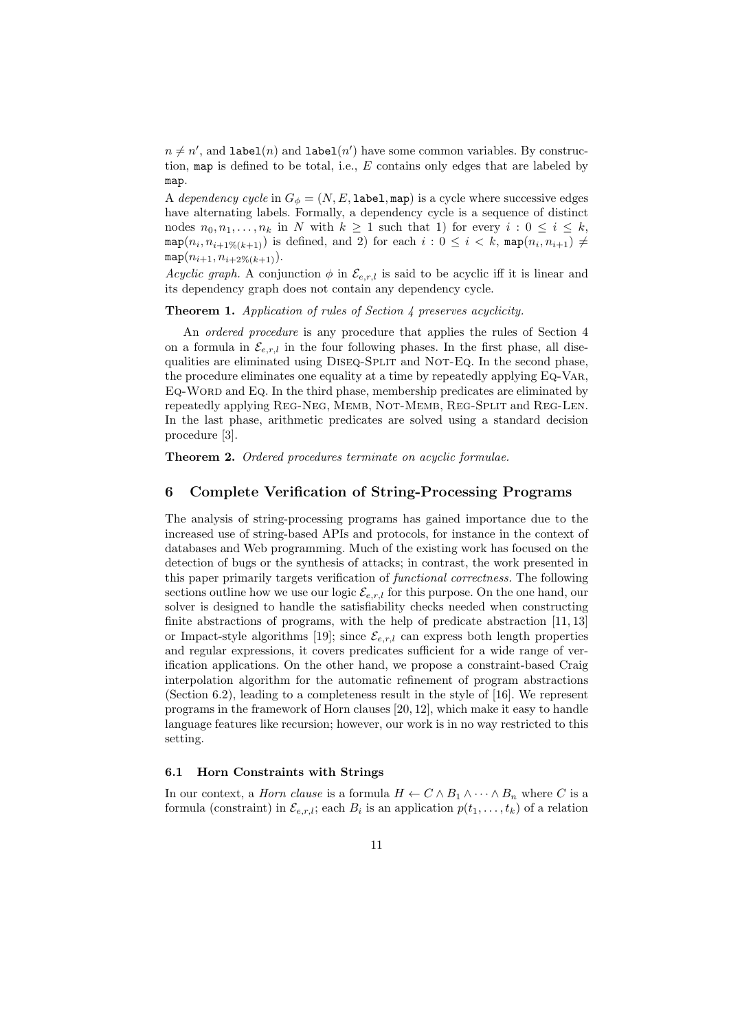$n \neq n'$, and $\texttt{label}(n)$ and $\texttt{label}(n')$ have some common variables. By construction, $\texttt{map}$ is defined to be total, i.e., $E$ contains only edges that are labeled by $\texttt{map}$.

A *dependency cycle* in $G_\phi = (N, E, \texttt{label}, \texttt{map})$ is a cycle where successive edges have alternating labels. Formally, a dependency cycle is a sequence of distinct nodes $n_0, n_1, \ldots, n_k$ in $N$ with $k \geq 1$ such that 1) for every $i : 0 \leq i \leq k$, $\texttt{map}(n_i, n_{i+1\%(k+1)})$ is defined, and 2) for each $i : 0 \leq i < k$, $\texttt{map}(n_i, n_{i+1}) \neq \texttt{map}(n_{i+1}, n_{i+2\%(k+1)})$.

*Acyclic graph.* A conjunction $\phi$ in $\mathcal{E}_{e,r,l}$ is said to be acyclic iff it is linear and its dependency graph does not contain any dependency cycle.

**Theorem 1.** *Application of rules of Section 4 preserves acyclicity.*

An *ordered procedure* is any procedure that applies the rules of Section 4 on a formula in $\mathcal{E}_{e,r,l}$ in the four following phases. In the first phase, all disequalities are eliminated using Diseq-Split and Not-Eq. In the second phase, the procedure eliminates one equality at a time by repeatedly applying Eq-Var, Eq-Word and Eq. In the third phase, membership predicates are eliminated by repeatedly applying Reg-Neg, Memb, Not-Memb, Reg-Split and Reg-Len. In the last phase, arithmetic predicates are solved using a standard decision procedure [3].

**Theorem 2.** *Ordered procedures terminate on acyclic formulae.*

## 6 Complete Verification of String-Processing Programs

The analysis of string-processing programs has gained importance due to the increased use of string-based APIs and protocols, for instance in the context of databases and Web programming. Much of the existing work has focused on the detection of bugs or the synthesis of attacks; in contrast, the work presented in this paper primarily targets verification of *functional correctness.* The following sections outline how we use our logic $\mathcal{E}_{e,r,l}$ for this purpose. On the one hand, our solver is designed to handle the satisfiability checks needed when constructing finite abstractions of programs, with the help of predicate abstraction [11, 13] or Impact-style algorithms [19]; since $\mathcal{E}_{e,r,l}$ can express both length properties and regular expressions, it covers predicates sufficient for a wide range of verification applications. On the other hand, we propose a constraint-based Craig interpolation algorithm for the automatic refinement of program abstractions (Section 6.2), leading to a completeness result in the style of [16]. We represent programs in the framework of Horn clauses [20, 12], which make it easy to handle language features like recursion; however, our work is in no way restricted to this setting.

### 6.1 Horn Constraints with Strings

In our context, a *Horn clause* is a formula $H \leftarrow C \wedge B_1 \wedge \cdots \wedge B_n$ where $C$ is a formula (constraint) in $\mathcal{E}_{e,r,l}$; each $B_i$ is an application $p(t_1, \ldots, t_k)$ of a relation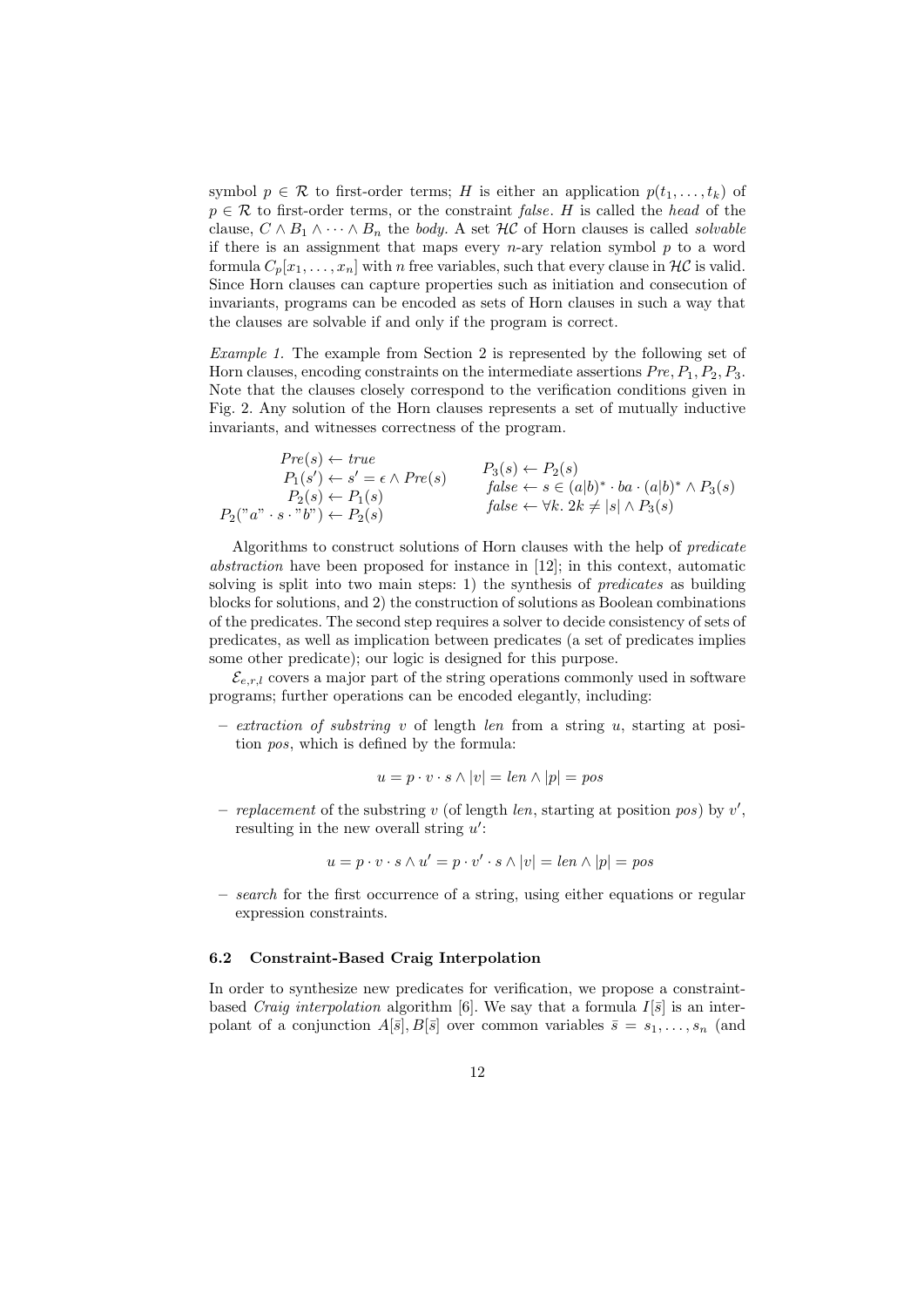symbol $p \in \mathcal{R}$ to first-order terms; $H$ is either an application $p(t_1, \ldots, t_k)$ of $p \in \mathcal{R}$ to first-order terms, or the constraint *false*. $H$ is called the *head* of the clause, $C \wedge B_1 \wedge \cdots \wedge B_n$ the *body*. A set $\mathcal{HC}$ of Horn clauses is called *solvable* if there is an assignment that maps every $n$-ary relation symbol $p$ to a word formula $C_p[x_1, \ldots, x_n]$ with $n$ free variables, such that every clause in $\mathcal{HC}$ is valid. Since Horn clauses can capture properties such as initiation and consecution of invariants, programs can be encoded as sets of Horn clauses in such a way that the clauses are solvable if and only if the program is correct.

*Example 1.* The example from Section 2 is represented by the following set of Horn clauses, encoding constraints on the intermediate assertions $Pre, P_1, P_2, P_3$. Note that the clauses closely correspond to the verification conditions given in Fig. 2. Any solution of the Horn clauses represents a set of mutually inductive invariants, and witnesses correctness of the program.

$$
\begin{array}{rl}
Pre(s) \leftarrow \mathit{true} & \\
P_1(s') \leftarrow s' = \epsilon \wedge Pre(s) & P_3(s) \leftarrow P_2(s) \\
P_2(s) \leftarrow P_1(s) & \mathit{false} \leftarrow s \in (a|b)^* \cdot ba \cdot (a|b)^* \wedge P_3(s) \\
P_2(\text{"}a\text{"} \cdot s \cdot \text{"}b\text{"}) \leftarrow P_2(s) & \mathit{false} \leftarrow \forall k.\ 2k \neq |s| \wedge P_3(s)
\end{array}
$$

Algorithms to construct solutions of Horn clauses with the help of *predicate abstraction* have been proposed for instance in [12]; in this context, automatic solving is split into two main steps: 1) the synthesis of *predicates* as building blocks for solutions, and 2) the construction of solutions as Boolean combinations of the predicates. The second step requires a solver to decide consistency of sets of predicates, as well as implication between predicates (a set of predicates implies some other predicate); our logic is designed for this purpose.

$\mathcal{E}_{e,r,l}$ covers a major part of the string operations commonly used in software programs; further operations can be encoded elegantly, including:

- *extraction of substring* $v$ of length *len* from a string $u$, starting at position *pos*, which is defined by the formula:

$$u = p \cdot v \cdot s \wedge |v| = \mathit{len} \wedge |p| = \mathit{pos}$$

- *replacement* of the substring $v$ (of length *len*, starting at position *pos*) by $v'$, resulting in the new overall string $u'$:

$$u = p \cdot v \cdot s \wedge u' = p \cdot v' \cdot s \wedge |v| = \mathit{len} \wedge |p| = \mathit{pos}$$

- *search* for the first occurrence of a string, using either equations or regular expression constraints.

### 6.2 Constraint-Based Craig Interpolation

In order to synthesize new predicates for verification, we propose a constraint-based *Craig interpolation* algorithm [6]. We say that a formula $I[\bar{s}]$ is an interpolant of a conjunction $A[\bar{s}], B[\bar{s}]$ over common variables $\bar{s} = s_1, \ldots, s_n$ (and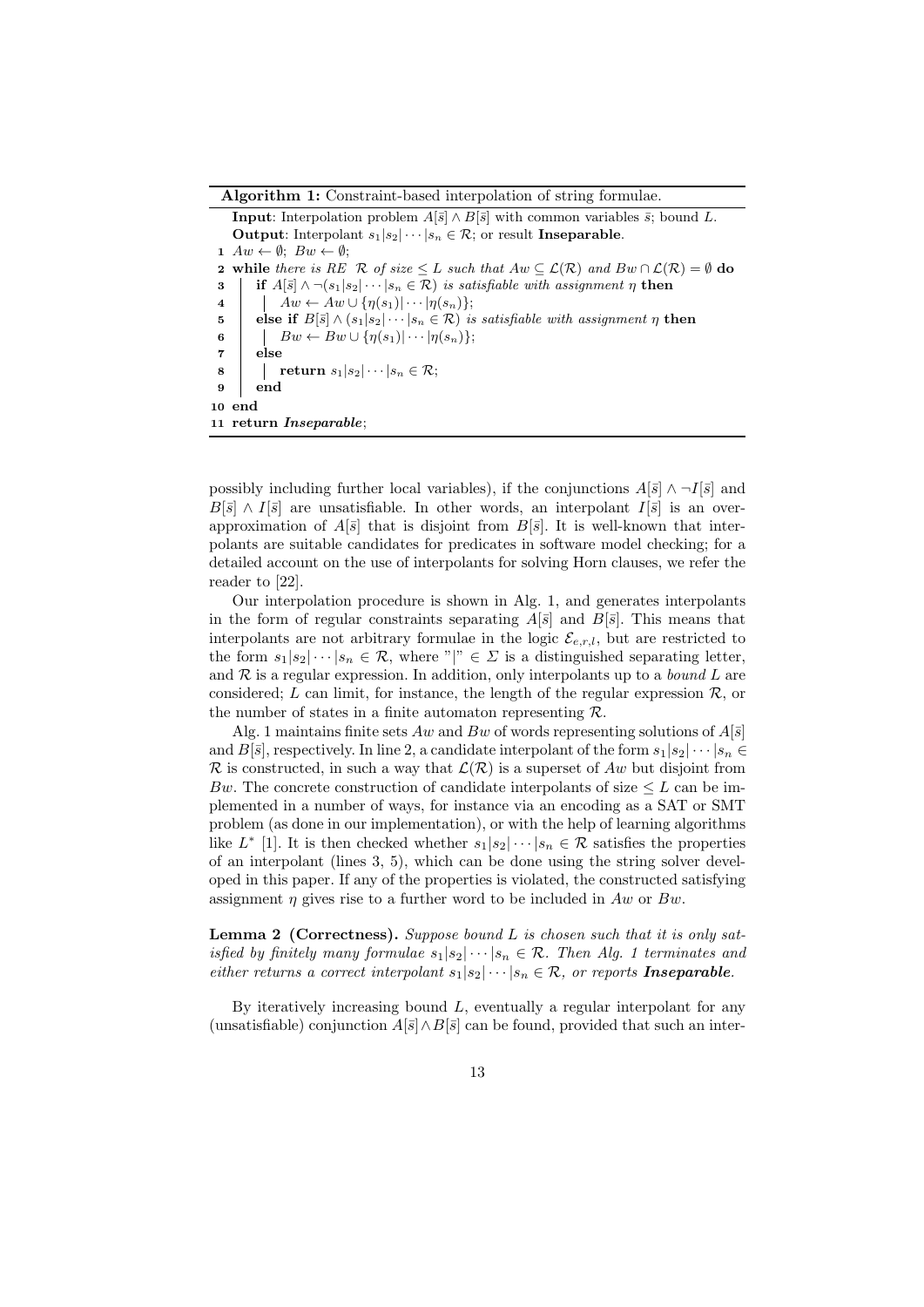**Algorithm 1:** Constraint-based interpolation of string formulae.

**Input**: Interpolation problem $A[\bar{s}] \wedge B[\bar{s}]$ with common variables $\bar{s}$; bound $L$.
**Output**: Interpolant $s_1|s_2|\cdots|s_n \in \mathcal{R}$; or result **Inseparable**.

```
1  Aw ← ∅; Bw ← ∅;
2  while there is RE R of size ≤ L such that Aw ⊆ L(R) and Bw ∩ L(R) = ∅ do
3      if A[s̄] ∧ ¬(s1|s2|···|sn ∈ R) is satisfiable with assignment η then
4          Aw ← Aw ∪ {η(s1)|···|η(sn)};
5      else if B[s̄] ∧ (s1|s2|···|sn ∈ R) is satisfiable with assignment η then
6          Bw ← Bw ∪ {η(s1)|···|η(sn)};
7      else
8          return s1|s2|···|sn ∈ R;
9      end
10 end
11 return Inseparable;
```

possibly including further local variables), if the conjunctions $A[\bar{s}] \wedge \neg I[\bar{s}]$ and $B[\bar{s}] \wedge I[\bar{s}]$ are unsatisfiable. In other words, an interpolant $I[\bar{s}]$ is an over-approximation of $A[\bar{s}]$ that is disjoint from $B[\bar{s}]$. It is well-known that interpolants are suitable candidates for predicates in software model checking; for a detailed account on the use of interpolants for solving Horn clauses, we refer the reader to [22].

Our interpolation procedure is shown in Alg. 1, and generates interpolants in the form of regular constraints separating $A[\bar{s}]$ and $B[\bar{s}]$. This means that interpolants are not arbitrary formulae in the logic $\mathcal{E}_{e,r,l}$, but are restricted to the form $s_1|s_2|\cdots|s_n \in \mathcal{R}$, where "$|$" $\in \Sigma$ is a distinguished separating letter, and $\mathcal{R}$ is a regular expression. In addition, only interpolants up to a *bound* $L$ are considered; $L$ can limit, for instance, the length of the regular expression $\mathcal{R}$, or the number of states in a finite automaton representing $\mathcal{R}$.

Alg. 1 maintains finite sets $Aw$ and $Bw$ of words representing solutions of $A[\bar{s}]$ and $B[\bar{s}]$, respectively. In line 2, a candidate interpolant of the form $s_1|s_2|\cdots|s_n \in \mathcal{R}$ is constructed, in such a way that $\mathcal{L}(\mathcal{R})$ is a superset of $Aw$ but disjoint from $Bw$. The concrete construction of candidate interpolants of size $\leq L$ can be implemented in a number of ways, for instance via an encoding as a SAT or SMT problem (as done in our implementation), or with the help of learning algorithms like $L^*$ [1]. It is then checked whether $s_1|s_2|\cdots|s_n \in \mathcal{R}$ satisfies the properties of an interpolant (lines 3, 5), which can be done using the string solver developed in this paper. If any of the properties is violated, the constructed satisfying assignment $\eta$ gives rise to a further word to be included in $Aw$ or $Bw$.

**Lemma 2 (Correctness).** *Suppose bound $L$ is chosen such that it is only satisfied by finitely many formulae $s_1|s_2|\cdots|s_n \in \mathcal{R}$. Then Alg. 1 terminates and either returns a correct interpolant $s_1|s_2|\cdots|s_n \in \mathcal{R}$, or reports* ***Inseparable****.*

By iteratively increasing bound $L$, eventually a regular interpolant for any (unsatisfiable) conjunction $A[\bar{s}] \wedge B[\bar{s}]$ can be found, provided that such an inter-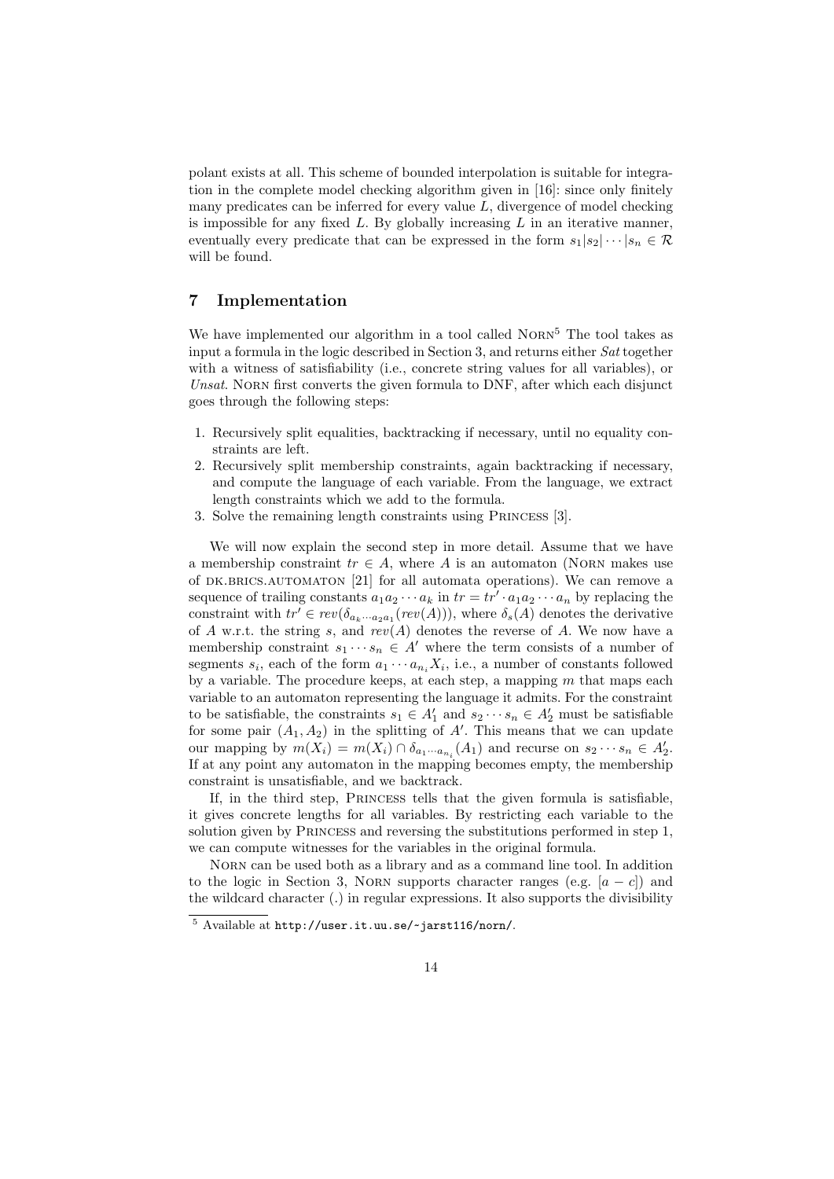polant exists at all. This scheme of bounded interpolation is suitable for integration in the complete model checking algorithm given in [16]: since only finitely many predicates can be inferred for every value $L$, divergence of model checking is impossible for any fixed $L$. By globally increasing $L$ in an iterative manner, eventually every predicate that can be expressed in the form $s_1|s_2|\cdots|s_n \in \mathcal{R}$ will be found.

## 7 Implementation

We have implemented our algorithm in a tool called Norn[5] The tool takes as input a formula in the logic described in Section 3, and returns either *Sat* together with a witness of satisfiability (i.e., concrete string values for all variables), or *Unsat*. Norn first converts the given formula to DNF, after which each disjunct goes through the following steps:

1. Recursively split equalities, backtracking if necessary, until no equality constraints are left.
2. Recursively split membership constraints, again backtracking if necessary, and compute the language of each variable. From the language, we extract length constraints which we add to the formula.
3. Solve the remaining length constraints using Princess [3].

We will now explain the second step in more detail. Assume that we have a membership constraint $tr \in A$, where $A$ is an automaton (Norn makes use of dk.brics.automaton [21] for all automata operations). We can remove a sequence of trailing constants $a_1 a_2 \cdots a_k$ in $tr = tr' \cdot a_1 a_2 \cdots a_n$ by replacing the constraint with $tr' \in rev(\delta_{a_k \cdots a_2 a_1}(rev(A)))$, where $\delta_s(A)$ denotes the derivative of $A$ w.r.t. the string $s$, and $rev(A)$ denotes the reverse of $A$. We now have a membership constraint $s_1 \cdots s_n \in A'$ where the term consists of a number of segments $s_i$, each of the form $a_1 \cdots a_{n_i} X_i$, i.e., a number of constants followed by a variable. The procedure keeps, at each step, a mapping $m$ that maps each variable to an automaton representing the language it admits. For the constraint to be satisfiable, the constraints $s_1 \in A'_1$ and $s_2 \cdots s_n \in A'_2$ must be satisfiable for some pair $(A_1, A_2)$ in the splitting of $A'$. This means that we can update our mapping by $m(X_i) = m(X_i) \cap \delta_{a_1 \cdots a_{n_i}}(A_1)$ and recurse on $s_2 \cdots s_n \in A'_2$. If at any point any automaton in the mapping becomes empty, the membership constraint is unsatisfiable, and we backtrack.

If, in the third step, Princess tells that the given formula is satisfiable, it gives concrete lengths for all variables. By restricting each variable to the solution given by Princess and reversing the substitutions performed in step 1, we can compute witnesses for the variables in the original formula.

Norn can be used both as a library and as a command line tool. In addition to the logic in Section 3, Norn supports character ranges (e.g. $[a - c]$) and the wildcard character (.) in regular expressions. It also supports the divisibility

[5] Available at `http://user.it.uu.se/~jarst116/norn/`.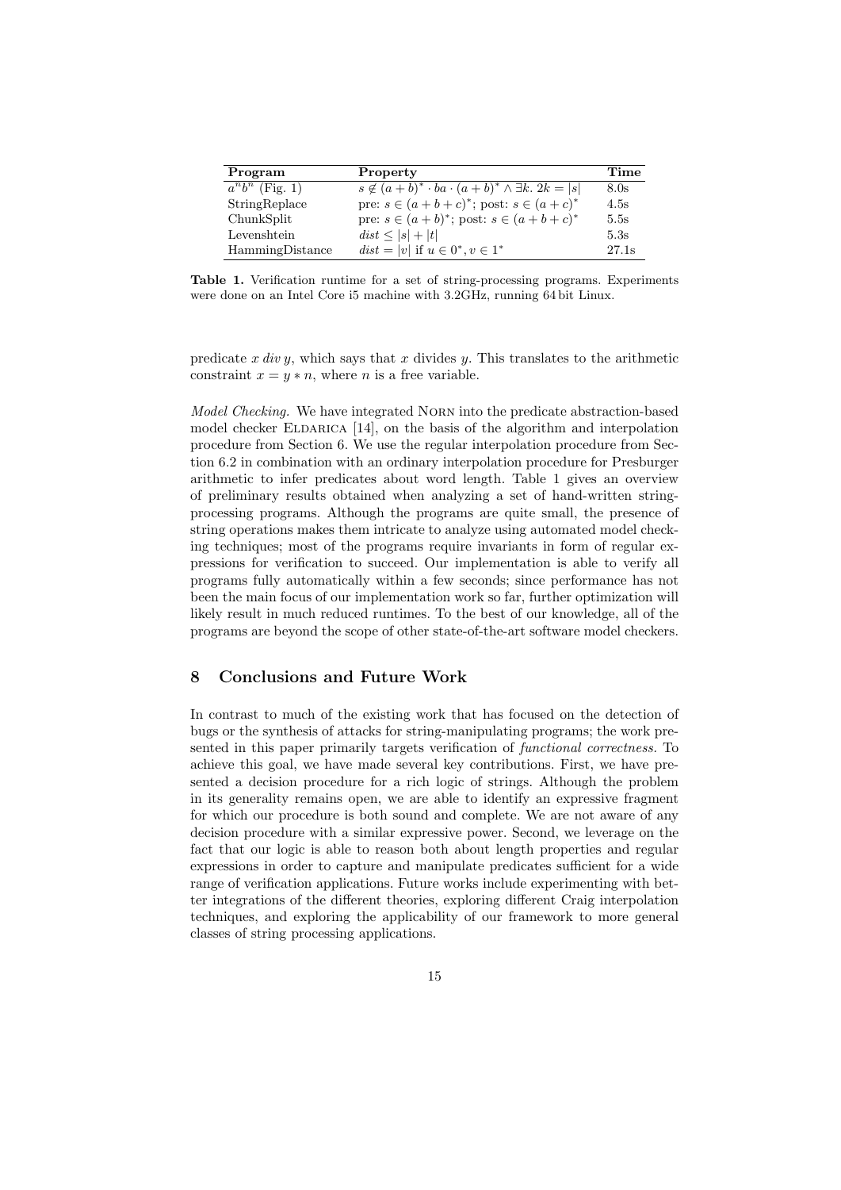| Program | Property | Time |
|---|---|---|
| $a^n b^n$ (Fig. 1) | $s \notin (a+b)^* \cdot ba \cdot (a+b)^* \wedge \exists k.\ 2k = \lvert s \rvert$ | 8.0s |
| StringReplace | pre: $s \in (a+b+c)^*$; post: $s \in (a+c)^*$ | 4.5s |
| ChunkSplit | pre: $s \in (a+b)^*$; post: $s \in (a+b+c)^*$ | 5.5s |
| Levenshtein | $dist \leq \lvert s \rvert + \lvert t \rvert$ | 5.3s |
| HammingDistance | $dist = \lvert v \rvert$ if $u \in 0^*, v \in 1^*$ | 27.1s |

**Table 1.** Verification runtime for a set of string-processing programs. Experiments were done on an Intel Core i5 machine with 3.2GHz, running 64 bit Linux.

predicate $x\ div\ y$, which says that $x$ divides $y$. This translates to the arithmetic constraint $x = y * n$, where $n$ is a free variable.

*Model Checking.* We have integrated NORN into the predicate abstraction-based model checker ELDARICA [14], on the basis of the algorithm and interpolation procedure from Section 6. We use the regular interpolation procedure from Section 6.2 in combination with an ordinary interpolation procedure for Presburger arithmetic to infer predicates about word length. Table 1 gives an overview of preliminary results obtained when analyzing a set of hand-written string-processing programs. Although the programs are quite small, the presence of string operations makes them intricate to analyze using automated model checking techniques; most of the programs require invariants in form of regular expressions for verification to succeed. Our implementation is able to verify all programs fully automatically within a few seconds; since performance has not been the main focus of our implementation work so far, further optimization will likely result in much reduced runtimes. To the best of our knowledge, all of the programs are beyond the scope of other state-of-the-art software model checkers.

## 8 Conclusions and Future Work

In contrast to much of the existing work that has focused on the detection of bugs or the synthesis of attacks for string-manipulating programs; the work presented in this paper primarily targets verification of *functional correctness*. To achieve this goal, we have made several key contributions. First, we have presented a decision procedure for a rich logic of strings. Although the problem in its generality remains open, we are able to identify an expressive fragment for which our procedure is both sound and complete. We are not aware of any decision procedure with a similar expressive power. Second, we leverage on the fact that our logic is able to reason both about length properties and regular expressions in order to capture and manipulate predicates sufficient for a wide range of verification applications. Future works include experimenting with better integrations of the different theories, exploring different Craig interpolation techniques, and exploring the applicability of our framework to more general classes of string processing applications.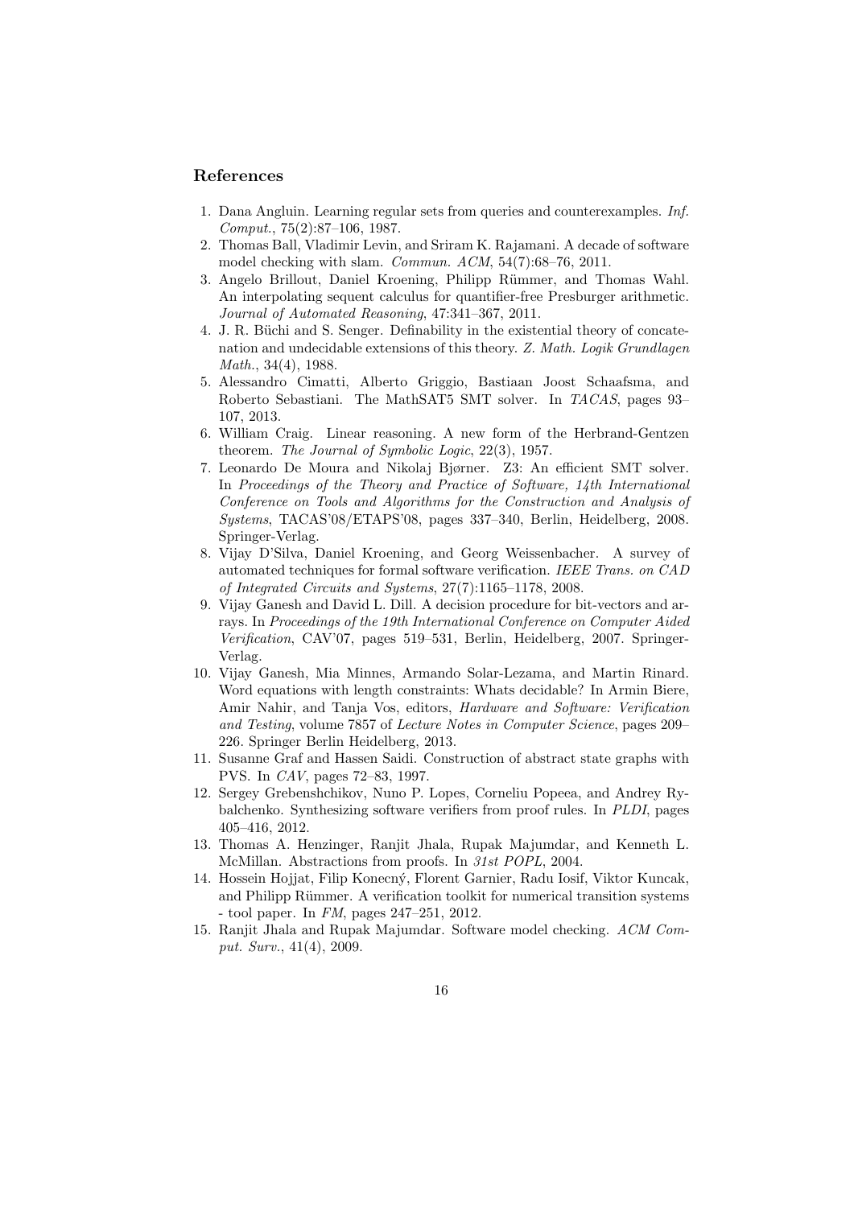## References

1. Dana Angluin. Learning regular sets from queries and counterexamples. *Inf. Comput.*, 75(2):87–106, 1987.
2. Thomas Ball, Vladimir Levin, and Sriram K. Rajamani. A decade of software model checking with slam. *Commun. ACM*, 54(7):68–76, 2011.
3. Angelo Brillout, Daniel Kroening, Philipp Rümmer, and Thomas Wahl. An interpolating sequent calculus for quantifier-free Presburger arithmetic. *Journal of Automated Reasoning*, 47:341–367, 2011.
4. J. R. Büchi and S. Senger. Definability in the existential theory of concatenation and undecidable extensions of this theory. *Z. Math. Logik Grundlagen Math.*, 34(4), 1988.
5. Alessandro Cimatti, Alberto Griggio, Bastiaan Joost Schaafsma, and Roberto Sebastiani. The MathSAT5 SMT solver. In *TACAS*, pages 93–107, 2013.
6. William Craig. Linear reasoning. A new form of the Herbrand-Gentzen theorem. *The Journal of Symbolic Logic*, 22(3), 1957.
7. Leonardo De Moura and Nikolaj Bjørner. Z3: An efficient SMT solver. In *Proceedings of the Theory and Practice of Software, 14th International Conference on Tools and Algorithms for the Construction and Analysis of Systems*, TACAS'08/ETAPS'08, pages 337–340, Berlin, Heidelberg, 2008. Springer-Verlag.
8. Vijay D'Silva, Daniel Kroening, and Georg Weissenbacher. A survey of automated techniques for formal software verification. *IEEE Trans. on CAD of Integrated Circuits and Systems*, 27(7):1165–1178, 2008.
9. Vijay Ganesh and David L. Dill. A decision procedure for bit-vectors and arrays. In *Proceedings of the 19th International Conference on Computer Aided Verification*, CAV'07, pages 519–531, Berlin, Heidelberg, 2007. Springer-Verlag.
10. Vijay Ganesh, Mia Minnes, Armando Solar-Lezama, and Martin Rinard. Word equations with length constraints: Whats decidable? In Armin Biere, Amir Nahir, and Tanja Vos, editors, *Hardware and Software: Verification and Testing*, volume 7857 of *Lecture Notes in Computer Science*, pages 209–226. Springer Berlin Heidelberg, 2013.
11. Susanne Graf and Hassen Saidi. Construction of abstract state graphs with PVS. In *CAV*, pages 72–83, 1997.
12. Sergey Grebenshchikov, Nuno P. Lopes, Corneliu Popeea, and Andrey Rybalchenko. Synthesizing software verifiers from proof rules. In *PLDI*, pages 405–416, 2012.
13. Thomas A. Henzinger, Ranjit Jhala, Rupak Majumdar, and Kenneth L. McMillan. Abstractions from proofs. In *31st POPL*, 2004.
14. Hossein Hojjat, Filip Konecný, Florent Garnier, Radu Iosif, Viktor Kuncak, and Philipp Rümmer. A verification toolkit for numerical transition systems - tool paper. In *FM*, pages 247–251, 2012.
15. Ranjit Jhala and Rupak Majumdar. Software model checking. *ACM Comput. Surv.*, 41(4), 2009.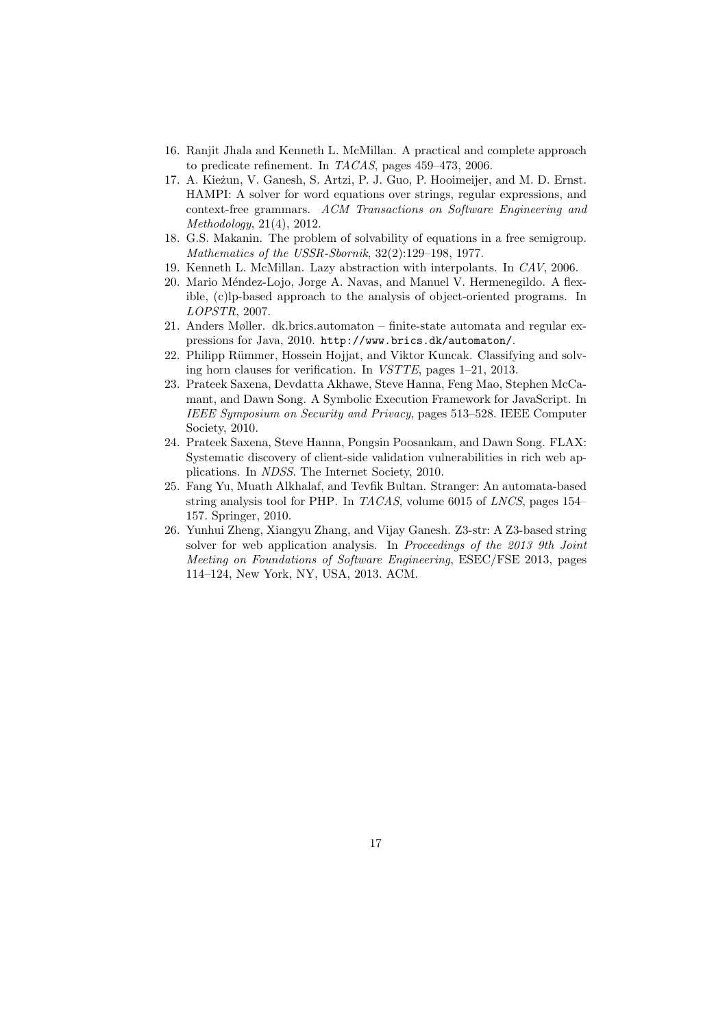16. Ranjit Jhala and Kenneth L. McMillan. A practical and complete approach to predicate refinement. In *TACAS*, pages 459–473, 2006.
17. A. Kieżun, V. Ganesh, S. Artzi, P. J. Guo, P. Hooimeijer, and M. D. Ernst. HAMPI: A solver for word equations over strings, regular expressions, and context-free grammars. *ACM Transactions on Software Engineering and Methodology*, 21(4), 2012.
18. G.S. Makanin. The problem of solvability of equations in a free semigroup. *Mathematics of the USSR-Sbornik*, 32(2):129–198, 1977.
19. Kenneth L. McMillan. Lazy abstraction with interpolants. In *CAV*, 2006.
20. Mario Méndez-Lojo, Jorge A. Navas, and Manuel V. Hermenegildo. A flexible, (c)lp-based approach to the analysis of object-oriented programs. In *LOPSTR*, 2007.
21. Anders Møller. dk.brics.automaton – finite-state automata and regular expressions for Java, 2010. `http://www.brics.dk/automaton/`.
22. Philipp Rümmer, Hossein Hojjat, and Viktor Kuncak. Classifying and solving horn clauses for verification. In *VSTTE*, pages 1–21, 2013.
23. Prateek Saxena, Devdatta Akhawe, Steve Hanna, Feng Mao, Stephen McCamant, and Dawn Song. A Symbolic Execution Framework for JavaScript. In *IEEE Symposium on Security and Privacy*, pages 513–528. IEEE Computer Society, 2010.
24. Prateek Saxena, Steve Hanna, Pongsin Poosankam, and Dawn Song. FLAX: Systematic discovery of client-side validation vulnerabilities in rich web applications. In *NDSS*. The Internet Society, 2010.
25. Fang Yu, Muath Alkhalaf, and Tevfik Bultan. Stranger: An automata-based string analysis tool for PHP. In *TACAS*, volume 6015 of *LNCS*, pages 154–157. Springer, 2010.
26. Yunhui Zheng, Xiangyu Zhang, and Vijay Ganesh. Z3-str: A Z3-based string solver for web application analysis. In *Proceedings of the 2013 9th Joint Meeting on Foundations of Software Engineering*, ESEC/FSE 2013, pages 114–124, New York, NY, USA, 2013. ACM.